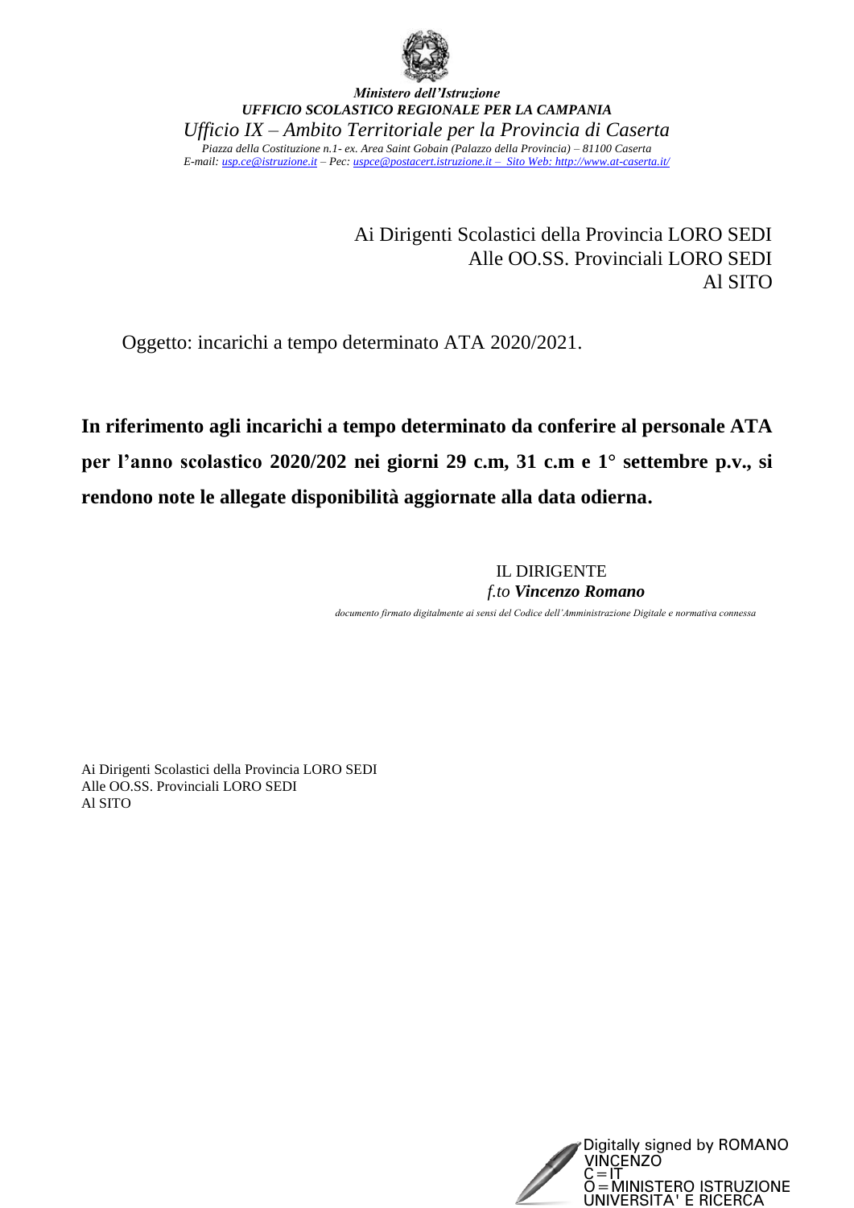*Ministero dell'Istruzione*

***UFFICIO SCOLASTICO REGIONALE PER LA CAMPANIA***

*Ufficio IX – Ambito Territoriale per la Provincia di Caserta*

*Piazza della Costituzione n.1- ex. Area Saint Gobain (Palazzo della Provincia) – 81100 Caserta*

*E-mail: usp.ce@istruzione.it – Pec: uspce@postacert.istruzione.it – Sito Web: http://www.at-caserta.it/*

Ai Dirigenti Scolastici della Provincia LORO SEDI
Alle OO.SS. Provinciali LORO SEDI
Al SITO

Oggetto: incarichi a tempo determinato ATA 2020/2021.

**In riferimento agli incarichi a tempo determinato da conferire al personale ATA per l'anno scolastico 2020/202 nei giorni 29 c.m, 31 c.m e 1° settembre p.v., si rendono note le allegate disponibilità aggiornate alla data odierna.**

IL DIRIGENTE
*f.to* ***Vincenzo Romano***

*documento firmato digitalmente ai sensi del Codice dell'Amministrazione Digitale e normativa connessa*

Ai Dirigenti Scolastici della Provincia LORO SEDI
Alle OO.SS. Provinciali LORO SEDI
Al SITO

Digitally signed by ROMANO VINCENZO
C=IT
O=MINISTERO ISTRUZIONE UNIVERSITA' E RICERCA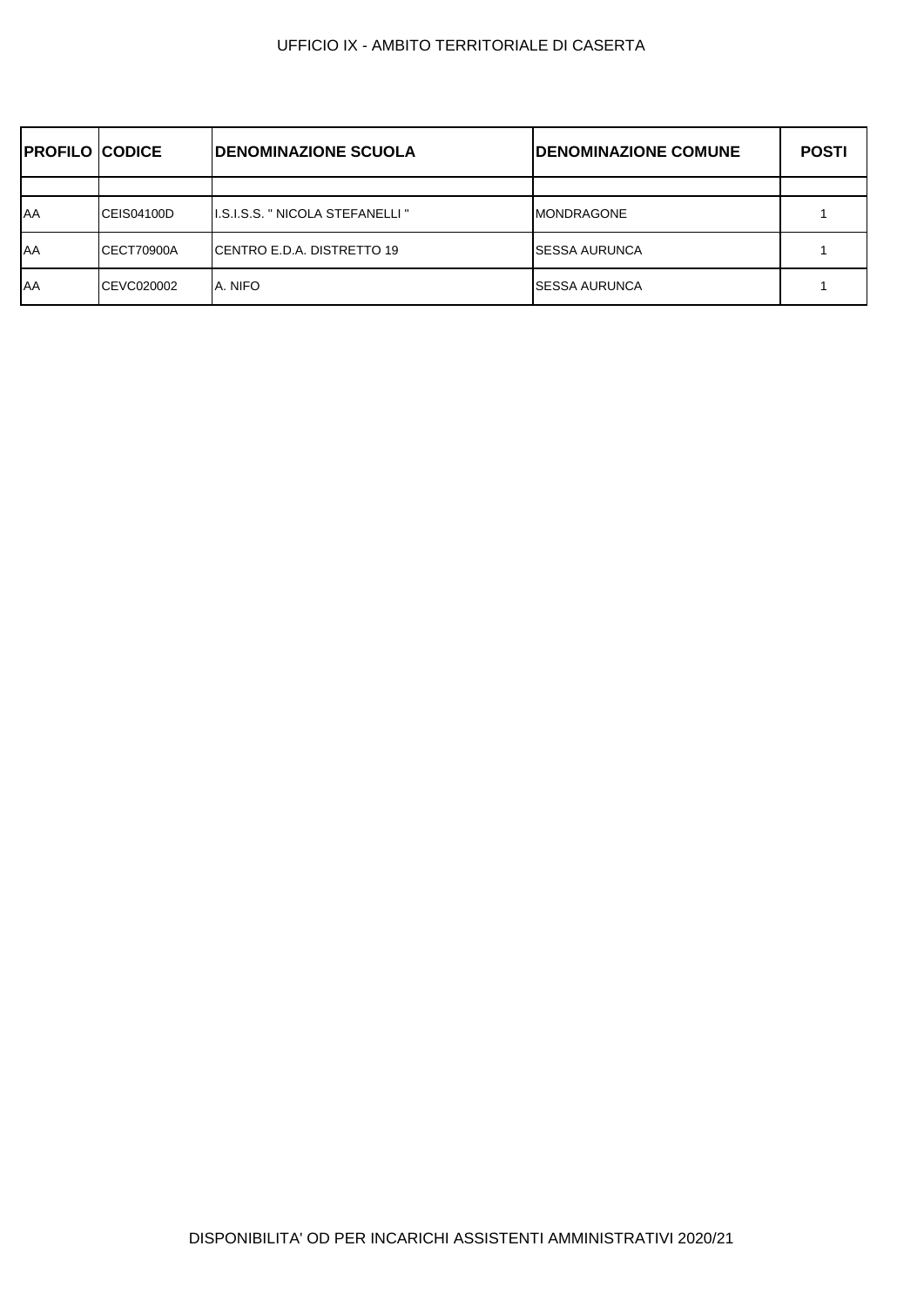| PROFILO | CODICE | DENOMINAZIONE SCUOLA | DENOMINAZIONE COMUNE | POSTI |
|---|---|---|---|---|
| | | | | |
| AA | CEIS04100D | I.S.I.S.S. " NICOLA STEFANELLI " | MONDRAGONE | 1 |
| AA | CECT70900A | CENTRO E.D.A. DISTRETTO 19 | SESSA AURUNCA | 1 |
| AA | CEVC020002 | A. NIFO | SESSA AURUNCA | 1 |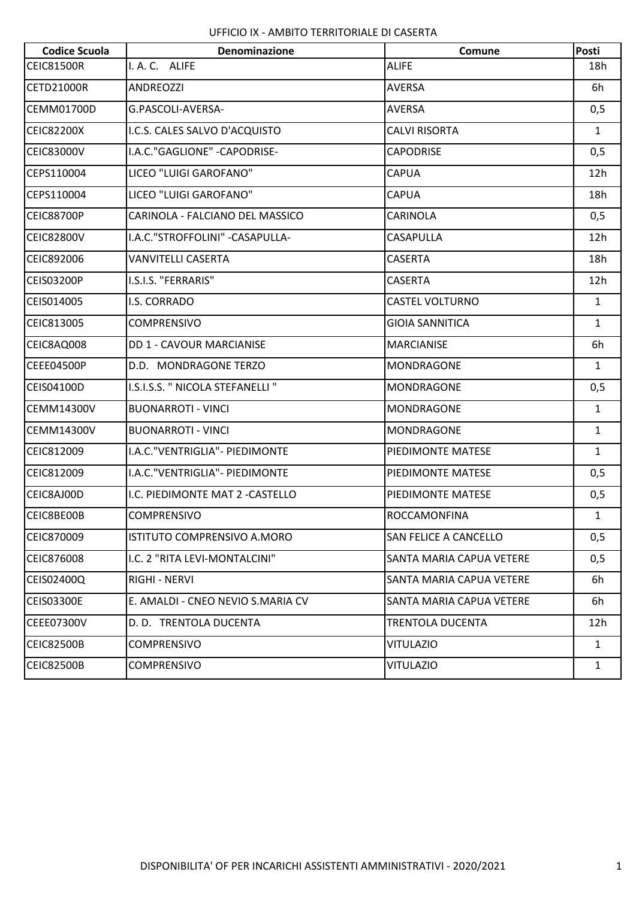UFFICIO IX - AMBITO TERRITORIALE DI CASERTA

| Codice Scuola | Denominazione | Comune | Posti |
|---|---|---|---|
| CEIC81500R | I. A. C. ALIFE | ALIFE | 18h |
| CETD21000R | ANDREOZZI | AVERSA | 6h |
| CEMM01700D | G.PASCOLI-AVERSA- | AVERSA | 0,5 |
| CEIC82200X | I.C.S. CALES SALVO D'ACQUISTO | CALVI RISORTA | 1 |
| CEIC83000V | I.A.C."GAGLIONE" -CAPODRISE- | CAPODRISE | 0,5 |
| CEPS110004 | LICEO "LUIGI GAROFANO" | CAPUA | 12h |
| CEPS110004 | LICEO "LUIGI GAROFANO" | CAPUA | 18h |
| CEIC88700P | CARINOLA - FALCIANO DEL MASSICO | CARINOLA | 0,5 |
| CEIC82800V | I.A.C."STROFFOLINI" -CASAPULLA- | CASAPULLA | 12h |
| CEIC892006 | VANVITELLI CASERTA | CASERTA | 18h |
| CEIS03200P | I.S.I.S. "FERRARIS" | CASERTA | 12h |
| CEIS014005 | I.S. CORRADO | CASTEL VOLTURNO | 1 |
| CEIC813005 | COMPRENSIVO | GIOIA SANNITICA | 1 |
| CEIC8AQ008 | DD 1 - CAVOUR MARCIANISE | MARCIANISE | 6h |
| CEEE04500P | D.D. MONDRAGONE TERZO | MONDRAGONE | 1 |
| CEIS04100D | I.S.I.S.S. " NICOLA STEFANELLI " | MONDRAGONE | 0,5 |
| CEMM14300V | BUONARROTI - VINCI | MONDRAGONE | 1 |
| CEMM14300V | BUONARROTI - VINCI | MONDRAGONE | 1 |
| CEIC812009 | I.A.C."VENTRIGLIA"- PIEDIMONTE | PIEDIMONTE MATESE | 1 |
| CEIC812009 | I.A.C."VENTRIGLIA"- PIEDIMONTE | PIEDIMONTE MATESE | 0,5 |
| CEIC8AJ00D | I.C. PIEDIMONTE MAT 2 -CASTELLO | PIEDIMONTE MATESE | 0,5 |
| CEIC8BE00B | COMPRENSIVO | ROCCAMONFINA | 1 |
| CEIC870009 | ISTITUTO COMPRENSIVO A.MORO | SAN FELICE A CANCELLO | 0,5 |
| CEIC876008 | I.C. 2 "RITA LEVI-MONTALCINI" | SANTA MARIA CAPUA VETERE | 0,5 |
| CEIS02400Q | RIGHI - NERVI | SANTA MARIA CAPUA VETERE | 6h |
| CEIS03300E | E. AMALDI - CNEO NEVIO S.MARIA CV | SANTA MARIA CAPUA VETERE | 6h |
| CEEE07300V | D. D. TRENTOLA DUCENTA | TRENTOLA DUCENTA | 12h |
| CEIC82500B | COMPRENSIVO | VITULAZIO | 1 |
| CEIC82500B | COMPRENSIVO | VITULAZIO | 1 |

DISPONIBILITA' OF PER INCARICHI ASSISTENTI AMMINISTRATIVI - 2020/2021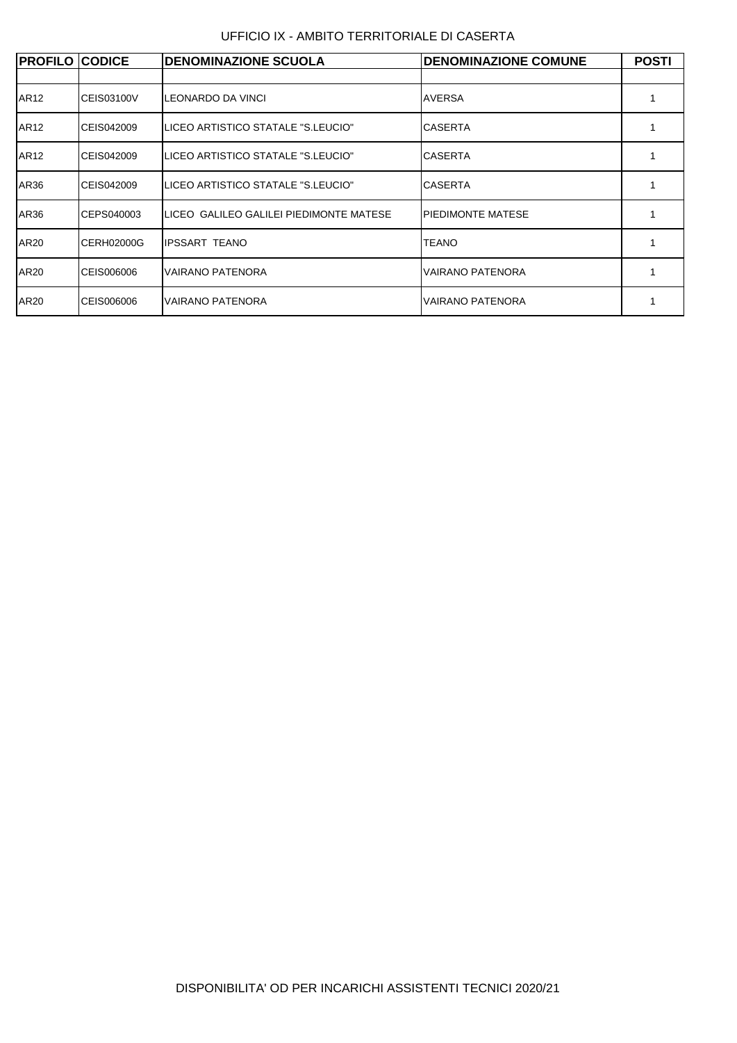UFFICIO IX - AMBITO TERRITORIALE DI CASERTA

| PROFILO | CODICE | DENOMINAZIONE SCUOLA | DENOMINAZIONE COMUNE | POSTI |
|---|---|---|---|---|
| AR12 | CEIS03100V | LEONARDO DA VINCI | AVERSA | 1 |
| AR12 | CEIS042009 | LICEO ARTISTICO STATALE "S.LEUCIO" | CASERTA | 1 |
| AR12 | CEIS042009 | LICEO ARTISTICO STATALE "S.LEUCIO" | CASERTA | 1 |
| AR36 | CEIS042009 | LICEO ARTISTICO STATALE "S.LEUCIO" | CASERTA | 1 |
| AR36 | CEPS040003 | LICEO GALILEO GALILEI PIEDIMONTE MATESE | PIEDIMONTE MATESE | 1 |
| AR20 | CERH02000G | IPSSART TEANO | TEANO | 1 |
| AR20 | CEIS006006 | VAIRANO PATENORA | VAIRANO PATENORA | 1 |
| AR20 | CEIS006006 | VAIRANO PATENORA | VAIRANO PATENORA | 1 |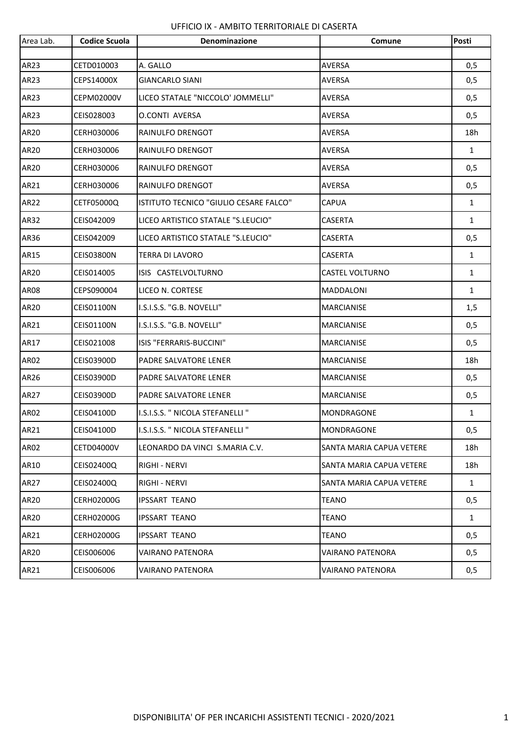UFFICIO IX - AMBITO TERRITORIALE DI CASERTA

| Area Lab. | Codice Scuola | Denominazione | Comune | Posti |
|---|---|---|---|---|
| | | | | |
| AR23 | CETD010003 | A. GALLO | AVERSA | 0,5 |
| AR23 | CEPS14000X | GIANCARLO SIANI | AVERSA | 0,5 |
| AR23 | CEPM02000V | LICEO STATALE "NICCOLO' JOMMELLI" | AVERSA | 0,5 |
| AR23 | CEIS028003 | O.CONTI AVERSA | AVERSA | 0,5 |
| AR20 | CERH030006 | RAINULFO DRENGOT | AVERSA | 18h |
| AR20 | CERH030006 | RAINULFO DRENGOT | AVERSA | 1 |
| AR20 | CERH030006 | RAINULFO DRENGOT | AVERSA | 0,5 |
| AR21 | CERH030006 | RAINULFO DRENGOT | AVERSA | 0,5 |
| AR22 | CETF05000Q | ISTITUTO TECNICO "GIULIO CESARE FALCO" | CAPUA | 1 |
| AR32 | CEIS042009 | LICEO ARTISTICO STATALE "S.LEUCIO" | CASERTA | 1 |
| AR36 | CEIS042009 | LICEO ARTISTICO STATALE "S.LEUCIO" | CASERTA | 0,5 |
| AR15 | CEIS03800N | TERRA DI LAVORO | CASERTA | 1 |
| AR20 | CEIS014005 | ISIS CASTELVOLTURNO | CASTEL VOLTURNO | 1 |
| AR08 | CEPS090004 | LICEO N. CORTESE | MADDALONI | 1 |
| AR20 | CEIS01100N | I.S.I.S.S. "G.B. NOVELLI" | MARCIANISE | 1,5 |
| AR21 | CEIS01100N | I.S.I.S.S. "G.B. NOVELLI" | MARCIANISE | 0,5 |
| AR17 | CEIS021008 | ISIS "FERRARIS-BUCCINI" | MARCIANISE | 0,5 |
| AR02 | CEIS03900D | PADRE SALVATORE LENER | MARCIANISE | 18h |
| AR26 | CEIS03900D | PADRE SALVATORE LENER | MARCIANISE | 0,5 |
| AR27 | CEIS03900D | PADRE SALVATORE LENER | MARCIANISE | 0,5 |
| AR02 | CEIS04100D | I.S.I.S.S. " NICOLA STEFANELLI " | MONDRAGONE | 1 |
| AR21 | CEIS04100D | I.S.I.S.S. " NICOLA STEFANELLI " | MONDRAGONE | 0,5 |
| AR02 | CETD04000V | LEONARDO DA VINCI S.MARIA C.V. | SANTA MARIA CAPUA VETERE | 18h |
| AR10 | CEIS02400Q | RIGHI - NERVI | SANTA MARIA CAPUA VETERE | 18h |
| AR27 | CEIS02400Q | RIGHI - NERVI | SANTA MARIA CAPUA VETERE | 1 |
| AR20 | CERH02000G | IPSSART TEANO | TEANO | 0,5 |
| AR20 | CERH02000G | IPSSART TEANO | TEANO | 1 |
| AR21 | CERH02000G | IPSSART TEANO | TEANO | 0,5 |
| AR20 | CEIS006006 | VAIRANO PATENORA | VAIRANO PATENORA | 0,5 |
| AR21 | CEIS006006 | VAIRANO PATENORA | VAIRANO PATENORA | 0,5 |

DISPONIBILITA' OF PER INCARICHI ASSISTENTI TECNICI - 2020/2021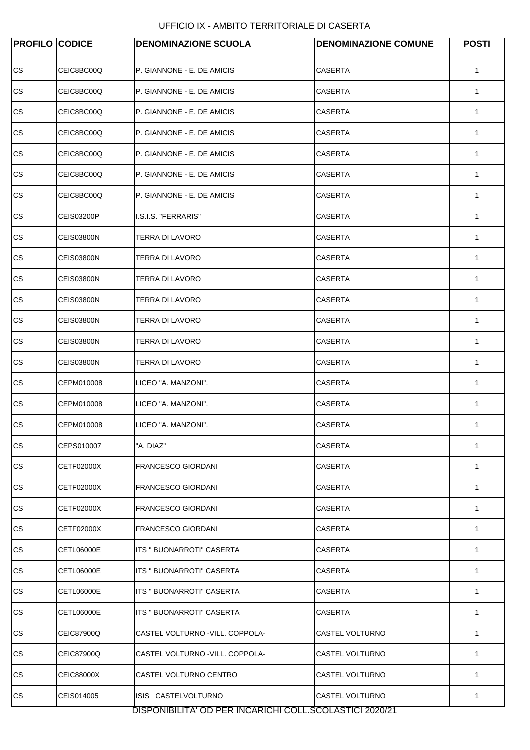UFFICIO IX - AMBITO TERRITORIALE DI CASERTA

| PROFILO | CODICE | DENOMINAZIONE SCUOLA | DENOMINAZIONE COMUNE | POSTI |
|---|---|---|---|---|
| CS | CEIC8BC00Q | P. GIANNONE - E. DE AMICIS | CASERTA | 1 |
| CS | CEIC8BC00Q | P. GIANNONE - E. DE AMICIS | CASERTA | 1 |
| CS | CEIC8BC00Q | P. GIANNONE - E. DE AMICIS | CASERTA | 1 |
| CS | CEIC8BC00Q | P. GIANNONE - E. DE AMICIS | CASERTA | 1 |
| CS | CEIC8BC00Q | P. GIANNONE - E. DE AMICIS | CASERTA | 1 |
| CS | CEIC8BC00Q | P. GIANNONE - E. DE AMICIS | CASERTA | 1 |
| CS | CEIC8BC00Q | P. GIANNONE - E. DE AMICIS | CASERTA | 1 |
| CS | CEIS03200P | I.S.I.S. "FERRARIS" | CASERTA | 1 |
| CS | CEIS03800N | TERRA DI LAVORO | CASERTA | 1 |
| CS | CEIS03800N | TERRA DI LAVORO | CASERTA | 1 |
| CS | CEIS03800N | TERRA DI LAVORO | CASERTA | 1 |
| CS | CEIS03800N | TERRA DI LAVORO | CASERTA | 1 |
| CS | CEIS03800N | TERRA DI LAVORO | CASERTA | 1 |
| CS | CEIS03800N | TERRA DI LAVORO | CASERTA | 1 |
| CS | CEIS03800N | TERRA DI LAVORO | CASERTA | 1 |
| CS | CEPM010008 | LICEO "A. MANZONI". | CASERTA | 1 |
| CS | CEPM010008 | LICEO "A. MANZONI". | CASERTA | 1 |
| CS | CEPM010008 | LICEO "A. MANZONI". | CASERTA | 1 |
| CS | CEPS010007 | "A. DIAZ" | CASERTA | 1 |
| CS | CETF02000X | FRANCESCO GIORDANI | CASERTA | 1 |
| CS | CETF02000X | FRANCESCO GIORDANI | CASERTA | 1 |
| CS | CETF02000X | FRANCESCO GIORDANI | CASERTA | 1 |
| CS | CETF02000X | FRANCESCO GIORDANI | CASERTA | 1 |
| CS | CETL06000E | ITS " BUONARROTI" CASERTA | CASERTA | 1 |
| CS | CETL06000E | ITS " BUONARROTI" CASERTA | CASERTA | 1 |
| CS | CETL06000E | ITS " BUONARROTI" CASERTA | CASERTA | 1 |
| CS | CETL06000E | ITS " BUONARROTI" CASERTA | CASERTA | 1 |
| CS | CEIC87900Q | CASTEL VOLTURNO -VILL. COPPOLA- | CASTEL VOLTURNO | 1 |
| CS | CEIC87900Q | CASTEL VOLTURNO -VILL. COPPOLA- | CASTEL VOLTURNO | 1 |
| CS | CEIC88000X | CASTEL VOLTURNO CENTRO | CASTEL VOLTURNO | 1 |
| CS | CEIS014005 | ISIS CASTELVOLTURNO | CASTEL VOLTURNO | 1 |

DISPONIBILITA' OD PER INCARICHI COLL.SCOLASTICI 2020/21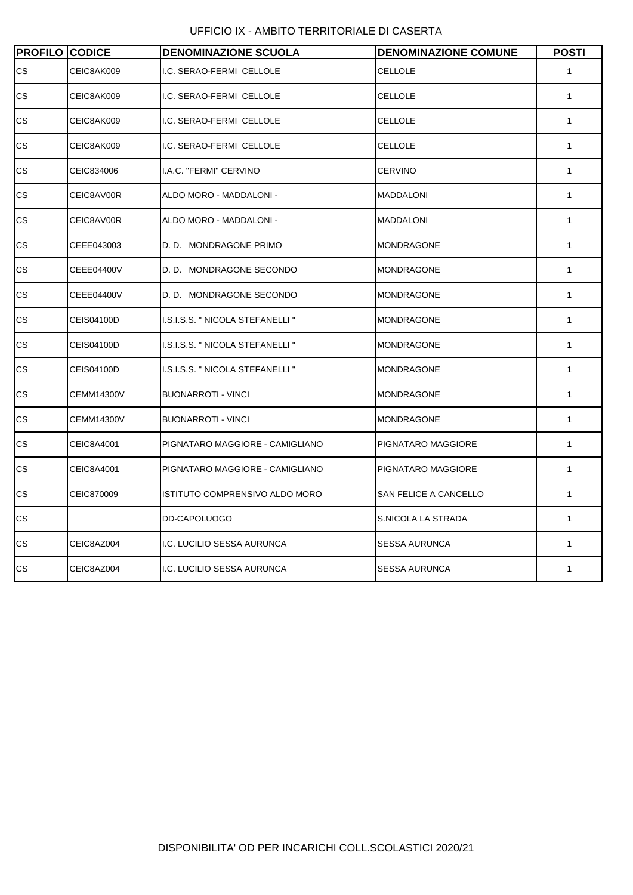UFFICIO IX - AMBITO TERRITORIALE DI CASERTA

| PROFILO | CODICE | DENOMINAZIONE SCUOLA | DENOMINAZIONE COMUNE | POSTI |
|---|---|---|---|---|
| CS | CEIC8AK009 | I.C. SERAO-FERMI CELLOLE | CELLOLE | 1 |
| CS | CEIC8AK009 | I.C. SERAO-FERMI CELLOLE | CELLOLE | 1 |
| CS | CEIC8AK009 | I.C. SERAO-FERMI CELLOLE | CELLOLE | 1 |
| CS | CEIC8AK009 | I.C. SERAO-FERMI CELLOLE | CELLOLE | 1 |
| CS | CEIC834006 | I.A.C. "FERMI" CERVINO | CERVINO | 1 |
| CS | CEIC8AV00R | ALDO MORO - MADDALONI - | MADDALONI | 1 |
| CS | CEIC8AV00R | ALDO MORO - MADDALONI - | MADDALONI | 1 |
| CS | CEEE043003 | D. D. MONDRAGONE PRIMO | MONDRAGONE | 1 |
| CS | CEEE04400V | D. D. MONDRAGONE SECONDO | MONDRAGONE | 1 |
| CS | CEEE04400V | D. D. MONDRAGONE SECONDO | MONDRAGONE | 1 |
| CS | CEIS04100D | I.S.I.S.S. " NICOLA STEFANELLI " | MONDRAGONE | 1 |
| CS | CEIS04100D | I.S.I.S.S. " NICOLA STEFANELLI " | MONDRAGONE | 1 |
| CS | CEIS04100D | I.S.I.S.S. " NICOLA STEFANELLI " | MONDRAGONE | 1 |
| CS | CEMM14300V | BUONARROTI - VINCI | MONDRAGONE | 1 |
| CS | CEMM14300V | BUONARROTI - VINCI | MONDRAGONE | 1 |
| CS | CEIC8A4001 | PIGNATARO MAGGIORE - CAMIGLIANO | PIGNATARO MAGGIORE | 1 |
| CS | CEIC8A4001 | PIGNATARO MAGGIORE - CAMIGLIANO | PIGNATARO MAGGIORE | 1 |
| CS | CEIC870009 | ISTITUTO COMPRENSIVO ALDO MORO | SAN FELICE A CANCELLO | 1 |
| CS | | DD-CAPOLUOGO | S.NICOLA LA STRADA | 1 |
| CS | CEIC8AZ004 | I.C. LUCILIO SESSA AURUNCA | SESSA AURUNCA | 1 |
| CS | CEIC8AZ004 | I.C. LUCILIO SESSA AURUNCA | SESSA AURUNCA | 1 |

DISPONIBILITA' OD PER INCARICHI COLL.SCOLASTICI 2020/21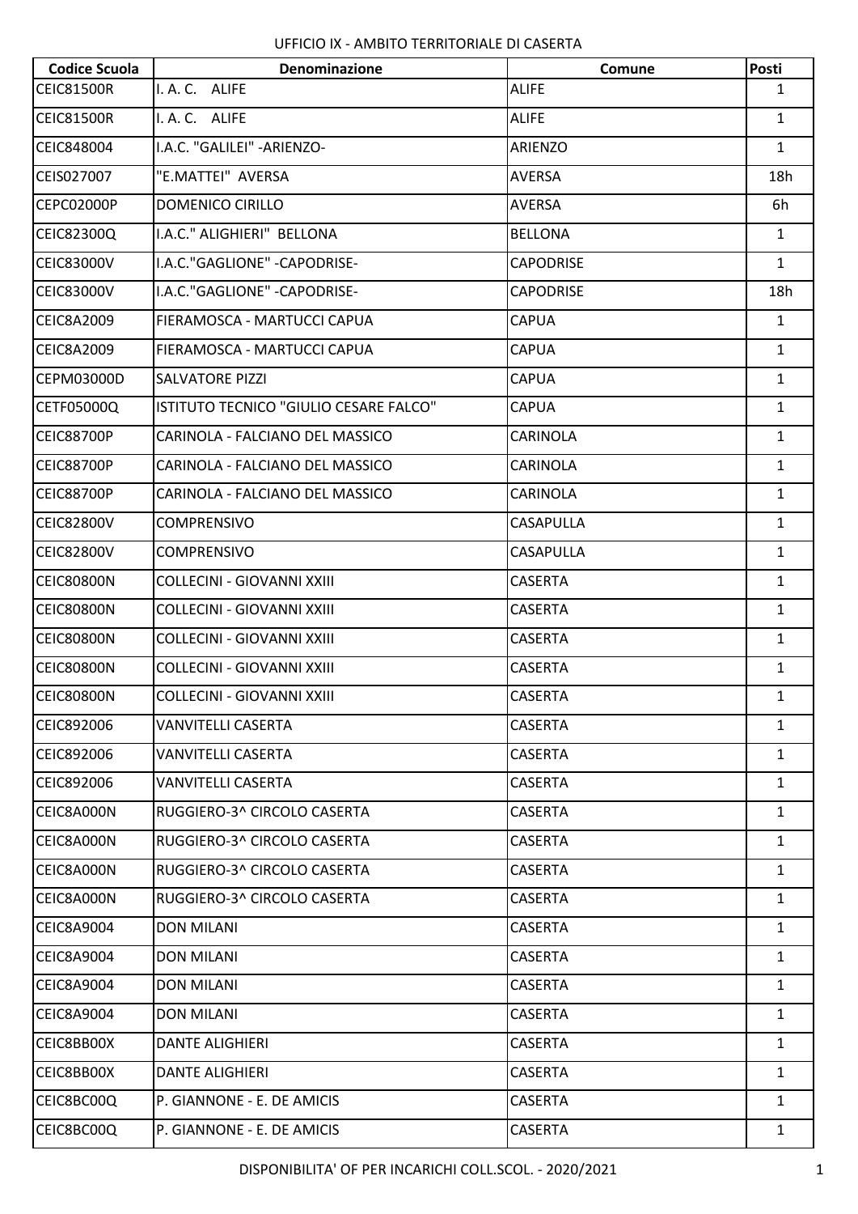UFFICIO IX - AMBITO TERRITORIALE DI CASERTA

| Codice Scuola | Denominazione | Comune | Posti |
|---|---|---|---|
| CEIC81500R | I. A. C. ALIFE | ALIFE | 1 |
| CEIC81500R | I. A. C. ALIFE | ALIFE | 1 |
| CEIC848004 | I.A.C. "GALILEI" -ARIENZO- | ARIENZO | 1 |
| CEIS027007 | "E.MATTEI" AVERSA | AVERSA | 18h |
| CEPC02000P | DOMENICO CIRILLO | AVERSA | 6h |
| CEIC82300Q | I.A.C." ALIGHIERI" BELLONA | BELLONA | 1 |
| CEIC83000V | I.A.C."GAGLIONE" -CAPODRISE- | CAPODRISE | 1 |
| CEIC83000V | I.A.C."GAGLIONE" -CAPODRISE- | CAPODRISE | 18h |
| CEIC8A2009 | FIERAMOSCA - MARTUCCI CAPUA | CAPUA | 1 |
| CEIC8A2009 | FIERAMOSCA - MARTUCCI CAPUA | CAPUA | 1 |
| CEPM03000D | SALVATORE PIZZI | CAPUA | 1 |
| CETF05000Q | ISTITUTO TECNICO "GIULIO CESARE FALCO" | CAPUA | 1 |
| CEIC88700P | CARINOLA - FALCIANO DEL MASSICO | CARINOLA | 1 |
| CEIC88700P | CARINOLA - FALCIANO DEL MASSICO | CARINOLA | 1 |
| CEIC88700P | CARINOLA - FALCIANO DEL MASSICO | CARINOLA | 1 |
| CEIC82800V | COMPRENSIVO | CASAPULLA | 1 |
| CEIC82800V | COMPRENSIVO | CASAPULLA | 1 |
| CEIC80800N | COLLECINI - GIOVANNI XXIII | CASERTA | 1 |
| CEIC80800N | COLLECINI - GIOVANNI XXIII | CASERTA | 1 |
| CEIC80800N | COLLECINI - GIOVANNI XXIII | CASERTA | 1 |
| CEIC80800N | COLLECINI - GIOVANNI XXIII | CASERTA | 1 |
| CEIC80800N | COLLECINI - GIOVANNI XXIII | CASERTA | 1 |
| CEIC892006 | VANVITELLI CASERTA | CASERTA | 1 |
| CEIC892006 | VANVITELLI CASERTA | CASERTA | 1 |
| CEIC892006 | VANVITELLI CASERTA | CASERTA | 1 |
| CEIC8A000N | RUGGIERO-3^ CIRCOLO CASERTA | CASERTA | 1 |
| CEIC8A000N | RUGGIERO-3^ CIRCOLO CASERTA | CASERTA | 1 |
| CEIC8A000N | RUGGIERO-3^ CIRCOLO CASERTA | CASERTA | 1 |
| CEIC8A000N | RUGGIERO-3^ CIRCOLO CASERTA | CASERTA | 1 |
| CEIC8A9004 | DON MILANI | CASERTA | 1 |
| CEIC8A9004 | DON MILANI | CASERTA | 1 |
| CEIC8A9004 | DON MILANI | CASERTA | 1 |
| CEIC8A9004 | DON MILANI | CASERTA | 1 |
| CEIC8BB00X | DANTE ALIGHIERI | CASERTA | 1 |
| CEIC8BB00X | DANTE ALIGHIERI | CASERTA | 1 |
| CEIC8BC00Q | P. GIANNONE - E. DE AMICIS | CASERTA | 1 |
| CEIC8BC00Q | P. GIANNONE - E. DE AMICIS | CASERTA | 1 |

DISPONIBILITA' OF PER INCARICHI COLL.SCOL. - 2020/2021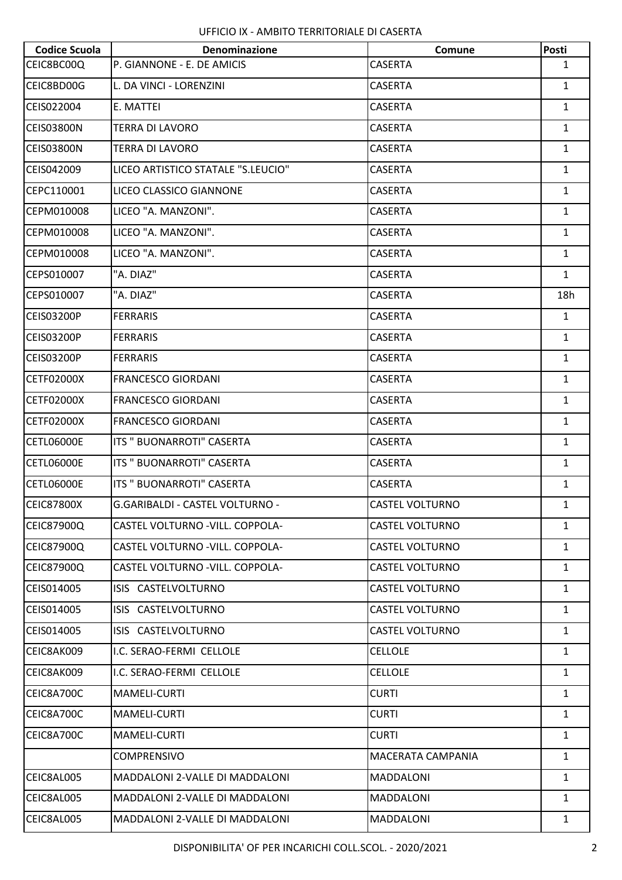UFFICIO IX - AMBITO TERRITORIALE DI CASERTA

| Codice Scuola | Denominazione | Comune | Posti |
|---|---|---|---|
| CEIC8BC00Q | P. GIANNONE - E. DE AMICIS | CASERTA | 1 |
| CEIC8BD00G | L. DA VINCI - LORENZINI | CASERTA | 1 |
| CEIS022004 | E. MATTEI | CASERTA | 1 |
| CEIS03800N | TERRA DI LAVORO | CASERTA | 1 |
| CEIS03800N | TERRA DI LAVORO | CASERTA | 1 |
| CEIS042009 | LICEO ARTISTICO STATALE "S.LEUCIO" | CASERTA | 1 |
| CEPC110001 | LICEO CLASSICO GIANNONE | CASERTA | 1 |
| CEPM010008 | LICEO "A. MANZONI". | CASERTA | 1 |
| CEPM010008 | LICEO "A. MANZONI". | CASERTA | 1 |
| CEPM010008 | LICEO "A. MANZONI". | CASERTA | 1 |
| CEPS010007 | "A. DIAZ" | CASERTA | 1 |
| CEPS010007 | "A. DIAZ" | CASERTA | 18h |
| CEIS03200P | FERRARIS | CASERTA | 1 |
| CEIS03200P | FERRARIS | CASERTA | 1 |
| CEIS03200P | FERRARIS | CASERTA | 1 |
| CETF02000X | FRANCESCO GIORDANI | CASERTA | 1 |
| CETF02000X | FRANCESCO GIORDANI | CASERTA | 1 |
| CETF02000X | FRANCESCO GIORDANI | CASERTA | 1 |
| CETL06000E | ITS " BUONARROTI" CASERTA | CASERTA | 1 |
| CETL06000E | ITS " BUONARROTI" CASERTA | CASERTA | 1 |
| CETL06000E | ITS " BUONARROTI" CASERTA | CASERTA | 1 |
| CEIC87800X | G.GARIBALDI - CASTEL VOLTURNO - | CASTEL VOLTURNO | 1 |
| CEIC87900Q | CASTEL VOLTURNO -VILL. COPPOLA- | CASTEL VOLTURNO | 1 |
| CEIC87900Q | CASTEL VOLTURNO -VILL. COPPOLA- | CASTEL VOLTURNO | 1 |
| CEIC87900Q | CASTEL VOLTURNO -VILL. COPPOLA- | CASTEL VOLTURNO | 1 |
| CEIS014005 | ISIS CASTELVOLTURNO | CASTEL VOLTURNO | 1 |
| CEIS014005 | ISIS CASTELVOLTURNO | CASTEL VOLTURNO | 1 |
| CEIS014005 | ISIS CASTELVOLTURNO | CASTEL VOLTURNO | 1 |
| CEIC8AK009 | I.C. SERAO-FERMI CELLOLE | CELLOLE | 1 |
| CEIC8AK009 | I.C. SERAO-FERMI CELLOLE | CELLOLE | 1 |
| CEIC8A700C | MAMELI-CURTI | CURTI | 1 |
| CEIC8A700C | MAMELI-CURTI | CURTI | 1 |
| CEIC8A700C | MAMELI-CURTI | CURTI | 1 |
| | COMPRENSIVO | MACERATA CAMPANIA | 1 |
| CEIC8AL005 | MADDALONI 2-VALLE DI MADDALONI | MADDALONI | 1 |
| CEIC8AL005 | MADDALONI 2-VALLE DI MADDALONI | MADDALONI | 1 |
| CEIC8AL005 | MADDALONI 2-VALLE DI MADDALONI | MADDALONI | 1 |

DISPONIBILITA' OF PER INCARICHI COLL.SCOL. - 2020/2021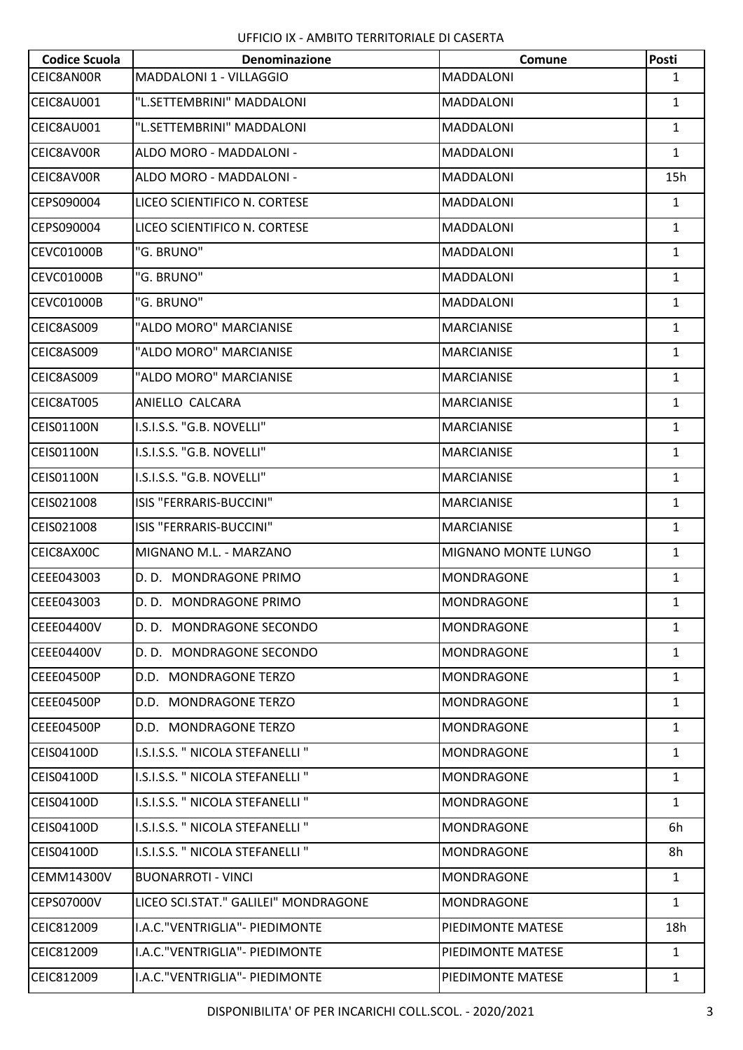| Codice Scuola | Denominazione | Comune | Posti |
|---|---|---|---|
| CEIC8AN00R | MADDALONI 1 - VILLAGGIO | MADDALONI | 1 |
| CEIC8AU001 | "L.SETTEMBRINI" MADDALONI | MADDALONI | 1 |
| CEIC8AU001 | "L.SETTEMBRINI" MADDALONI | MADDALONI | 1 |
| CEIC8AV00R | ALDO MORO - MADDALONI - | MADDALONI | 1 |
| CEIC8AV00R | ALDO MORO - MADDALONI - | MADDALONI | 15h |
| CEPS090004 | LICEO SCIENTIFICO N. CORTESE | MADDALONI | 1 |
| CEPS090004 | LICEO SCIENTIFICO N. CORTESE | MADDALONI | 1 |
| CEVC01000B | "G. BRUNO" | MADDALONI | 1 |
| CEVC01000B | "G. BRUNO" | MADDALONI | 1 |
| CEVC01000B | "G. BRUNO" | MADDALONI | 1 |
| CEIC8AS009 | "ALDO MORO" MARCIANISE | MARCIANISE | 1 |
| CEIC8AS009 | "ALDO MORO" MARCIANISE | MARCIANISE | 1 |
| CEIC8AS009 | "ALDO MORO" MARCIANISE | MARCIANISE | 1 |
| CEIC8AT005 | ANIELLO CALCARA | MARCIANISE | 1 |
| CEIS01100N | I.S.I.S.S. "G.B. NOVELLI" | MARCIANISE | 1 |
| CEIS01100N | I.S.I.S.S. "G.B. NOVELLI" | MARCIANISE | 1 |
| CEIS01100N | I.S.I.S.S. "G.B. NOVELLI" | MARCIANISE | 1 |
| CEIS021008 | ISIS "FERRARIS-BUCCINI" | MARCIANISE | 1 |
| CEIS021008 | ISIS "FERRARIS-BUCCINI" | MARCIANISE | 1 |
| CEIC8AX00C | MIGNANO M.L. - MARZANO | MIGNANO MONTE LUNGO | 1 |
| CEEE043003 | D. D. MONDRAGONE PRIMO | MONDRAGONE | 1 |
| CEEE043003 | D. D. MONDRAGONE PRIMO | MONDRAGONE | 1 |
| CEEE04400V | D. D. MONDRAGONE SECONDO | MONDRAGONE | 1 |
| CEEE04400V | D. D. MONDRAGONE SECONDO | MONDRAGONE | 1 |
| CEEE04500P | D.D. MONDRAGONE TERZO | MONDRAGONE | 1 |
| CEEE04500P | D.D. MONDRAGONE TERZO | MONDRAGONE | 1 |
| CEEE04500P | D.D. MONDRAGONE TERZO | MONDRAGONE | 1 |
| CEIS04100D | I.S.I.S.S. " NICOLA STEFANELLI " | MONDRAGONE | 1 |
| CEIS04100D | I.S.I.S.S. " NICOLA STEFANELLI " | MONDRAGONE | 1 |
| CEIS04100D | I.S.I.S.S. " NICOLA STEFANELLI " | MONDRAGONE | 1 |
| CEIS04100D | I.S.I.S.S. " NICOLA STEFANELLI " | MONDRAGONE | 6h |
| CEIS04100D | I.S.I.S.S. " NICOLA STEFANELLI " | MONDRAGONE | 8h |
| CEMM14300V | BUONARROTI - VINCI | MONDRAGONE | 1 |
| CEPS07000V | LICEO SCI.STAT." GALILEI" MONDRAGONE | MONDRAGONE | 1 |
| CEIC812009 | I.A.C."VENTRIGLIA"- PIEDIMONTE | PIEDIMONTE MATESE | 18h |
| CEIC812009 | I.A.C."VENTRIGLIA"- PIEDIMONTE | PIEDIMONTE MATESE | 1 |
| CEIC812009 | I.A.C."VENTRIGLIA"- PIEDIMONTE | PIEDIMONTE MATESE | 1 |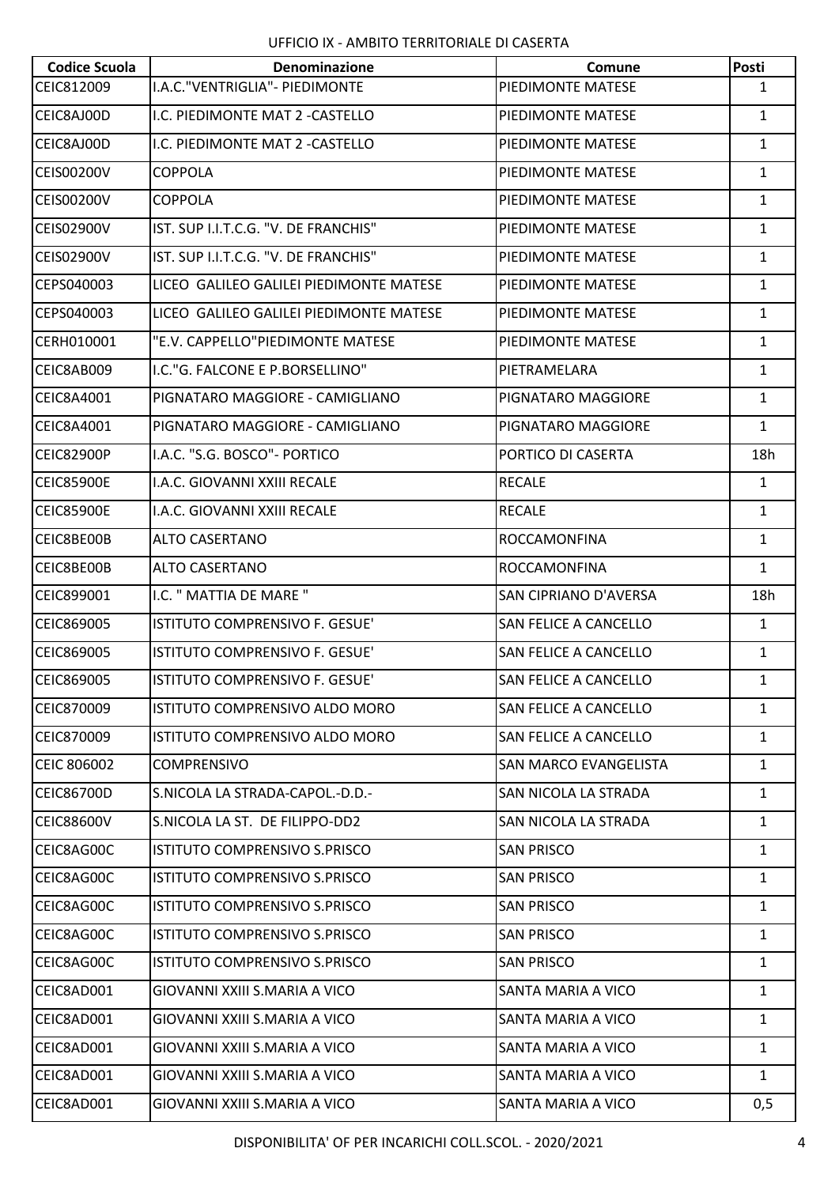UFFICIO IX - AMBITO TERRITORIALE DI CASERTA

| Codice Scuola | Denominazione | Comune | Posti |
|---|---|---|---|
| CEIC812009 | I.A.C."VENTRIGLIA"- PIEDIMONTE | PIEDIMONTE MATESE | 1 |
| CEIC8AJ00D | I.C. PIEDIMONTE MAT 2 -CASTELLO | PIEDIMONTE MATESE | 1 |
| CEIC8AJ00D | I.C. PIEDIMONTE MAT 2 -CASTELLO | PIEDIMONTE MATESE | 1 |
| CEIS00200V | COPPOLA | PIEDIMONTE MATESE | 1 |
| CEIS00200V | COPPOLA | PIEDIMONTE MATESE | 1 |
| CEIS02900V | IST. SUP I.I.T.C.G. "V. DE FRANCHIS" | PIEDIMONTE MATESE | 1 |
| CEIS02900V | IST. SUP I.I.T.C.G. "V. DE FRANCHIS" | PIEDIMONTE MATESE | 1 |
| CEPS040003 | LICEO GALILEO GALILEI PIEDIMONTE MATESE | PIEDIMONTE MATESE | 1 |
| CEPS040003 | LICEO GALILEO GALILEI PIEDIMONTE MATESE | PIEDIMONTE MATESE | 1 |
| CERH010001 | "E.V. CAPPELLO"PIEDIMONTE MATESE | PIEDIMONTE MATESE | 1 |
| CEIC8AB009 | I.C."G. FALCONE E P.BORSELLINO" | PIETRAMELARA | 1 |
| CEIC8A4001 | PIGNATARO MAGGIORE - CAMIGLIANO | PIGNATARO MAGGIORE | 1 |
| CEIC8A4001 | PIGNATARO MAGGIORE - CAMIGLIANO | PIGNATARO MAGGIORE | 1 |
| CEIC82900P | I.A.C. "S.G. BOSCO"- PORTICO | PORTICO DI CASERTA | 18h |
| CEIC85900E | I.A.C. GIOVANNI XXIII RECALE | RECALE | 1 |
| CEIC85900E | I.A.C. GIOVANNI XXIII RECALE | RECALE | 1 |
| CEIC8BE00B | ALTO CASERTANO | ROCCAMONFINA | 1 |
| CEIC8BE00B | ALTO CASERTANO | ROCCAMONFINA | 1 |
| CEIC899001 | I.C. " MATTIA DE MARE " | SAN CIPRIANO D'AVERSA | 18h |
| CEIC869005 | ISTITUTO COMPRENSIVO F. GESUE' | SAN FELICE A CANCELLO | 1 |
| CEIC869005 | ISTITUTO COMPRENSIVO F. GESUE' | SAN FELICE A CANCELLO | 1 |
| CEIC869005 | ISTITUTO COMPRENSIVO F. GESUE' | SAN FELICE A CANCELLO | 1 |
| CEIC870009 | ISTITUTO COMPRENSIVO ALDO MORO | SAN FELICE A CANCELLO | 1 |
| CEIC870009 | ISTITUTO COMPRENSIVO ALDO MORO | SAN FELICE A CANCELLO | 1 |
| CEIC 806002 | COMPRENSIVO | SAN MARCO EVANGELISTA | 1 |
| CEIC86700D | S.NICOLA LA STRADA-CAPOL.-D.D.- | SAN NICOLA LA STRADA | 1 |
| CEIC88600V | S.NICOLA LA ST. DE FILIPPO-DD2 | SAN NICOLA LA STRADA | 1 |
| CEIC8AG00C | ISTITUTO COMPRENSIVO S.PRISCO | SAN PRISCO | 1 |
| CEIC8AG00C | ISTITUTO COMPRENSIVO S.PRISCO | SAN PRISCO | 1 |
| CEIC8AG00C | ISTITUTO COMPRENSIVO S.PRISCO | SAN PRISCO | 1 |
| CEIC8AG00C | ISTITUTO COMPRENSIVO S.PRISCO | SAN PRISCO | 1 |
| CEIC8AG00C | ISTITUTO COMPRENSIVO S.PRISCO | SAN PRISCO | 1 |
| CEIC8AD001 | GIOVANNI XXIII S.MARIA A VICO | SANTA MARIA A VICO | 1 |
| CEIC8AD001 | GIOVANNI XXIII S.MARIA A VICO | SANTA MARIA A VICO | 1 |
| CEIC8AD001 | GIOVANNI XXIII S.MARIA A VICO | SANTA MARIA A VICO | 1 |
| CEIC8AD001 | GIOVANNI XXIII S.MARIA A VICO | SANTA MARIA A VICO | 1 |
| CEIC8AD001 | GIOVANNI XXIII S.MARIA A VICO | SANTA MARIA A VICO | 0,5 |

DISPONIBILITA' OF PER INCARICHI COLL.SCOL. - 2020/2021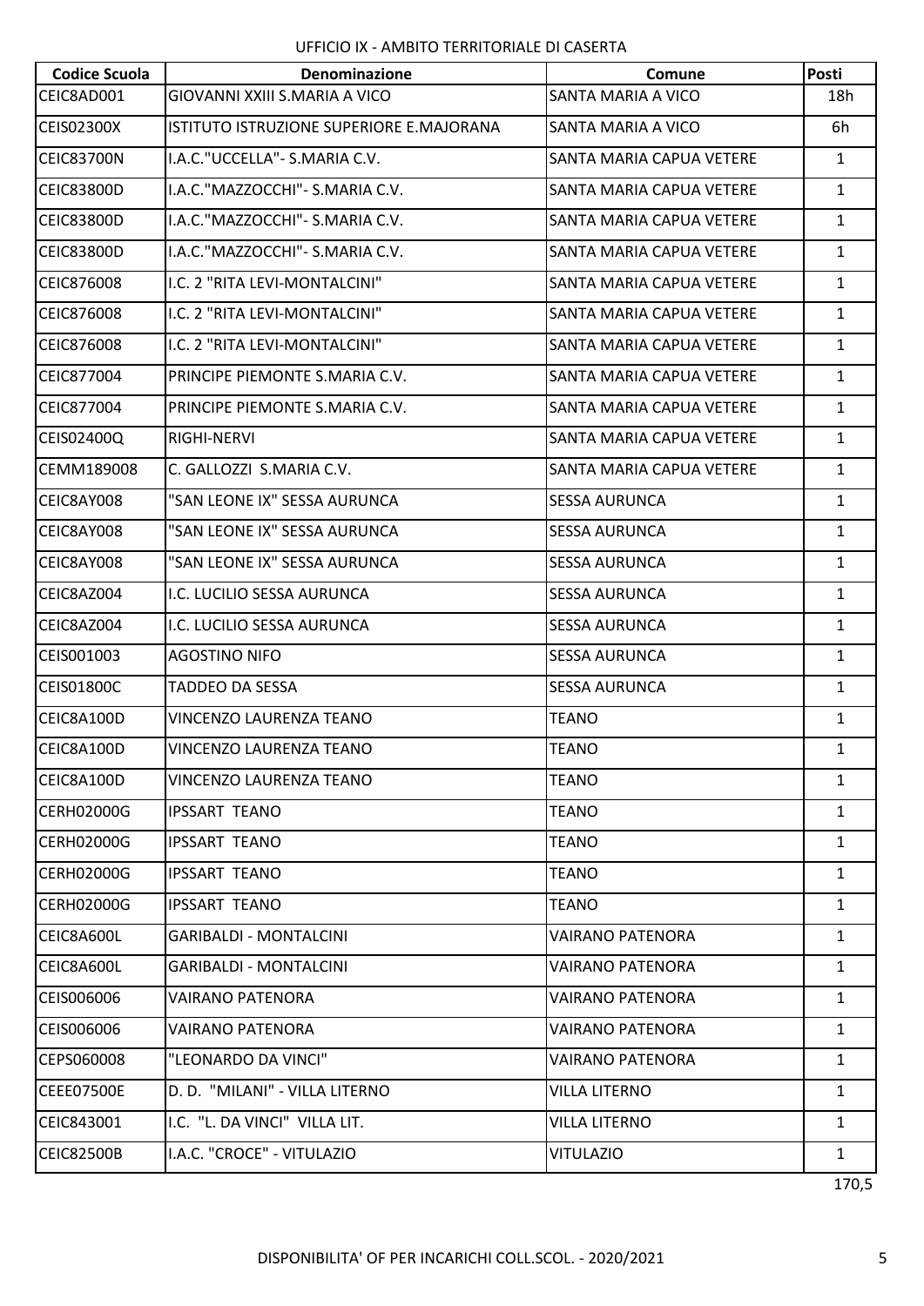UFFICIO IX - AMBITO TERRITORIALE DI CASERTA

| Codice Scuola | Denominazione | Comune | Posti |
|---|---|---|---|
| CEIC8AD001 | GIOVANNI XXIII S.MARIA A VICO | SANTA MARIA A VICO | 18h |
| CEIS02300X | ISTITUTO ISTRUZIONE SUPERIORE E.MAJORANA | SANTA MARIA A VICO | 6h |
| CEIC83700N | I.A.C."UCCELLA"- S.MARIA C.V. | SANTA MARIA CAPUA VETERE | 1 |
| CEIC83800D | I.A.C."MAZZOCCHI"- S.MARIA C.V. | SANTA MARIA CAPUA VETERE | 1 |
| CEIC83800D | I.A.C."MAZZOCCHI"- S.MARIA C.V. | SANTA MARIA CAPUA VETERE | 1 |
| CEIC83800D | I.A.C."MAZZOCCHI"- S.MARIA C.V. | SANTA MARIA CAPUA VETERE | 1 |
| CEIC876008 | I.C. 2 "RITA LEVI-MONTALCINI" | SANTA MARIA CAPUA VETERE | 1 |
| CEIC876008 | I.C. 2 "RITA LEVI-MONTALCINI" | SANTA MARIA CAPUA VETERE | 1 |
| CEIC876008 | I.C. 2 "RITA LEVI-MONTALCINI" | SANTA MARIA CAPUA VETERE | 1 |
| CEIC877004 | PRINCIPE PIEMONTE S.MARIA C.V. | SANTA MARIA CAPUA VETERE | 1 |
| CEIC877004 | PRINCIPE PIEMONTE S.MARIA C.V. | SANTA MARIA CAPUA VETERE | 1 |
| CEIS02400Q | RIGHI-NERVI | SANTA MARIA CAPUA VETERE | 1 |
| CEMM189008 | C. GALLOZZI S.MARIA C.V. | SANTA MARIA CAPUA VETERE | 1 |
| CEIC8AY008 | "SAN LEONE IX" SESSA AURUNCA | SESSA AURUNCA | 1 |
| CEIC8AY008 | "SAN LEONE IX" SESSA AURUNCA | SESSA AURUNCA | 1 |
| CEIC8AY008 | "SAN LEONE IX" SESSA AURUNCA | SESSA AURUNCA | 1 |
| CEIC8AZ004 | I.C. LUCILIO SESSA AURUNCA | SESSA AURUNCA | 1 |
| CEIC8AZ004 | I.C. LUCILIO SESSA AURUNCA | SESSA AURUNCA | 1 |
| CEIS001003 | AGOSTINO NIFO | SESSA AURUNCA | 1 |
| CEIS01800C | TADDEO DA SESSA | SESSA AURUNCA | 1 |
| CEIC8A100D | VINCENZO LAURENZA TEANO | TEANO | 1 |
| CEIC8A100D | VINCENZO LAURENZA TEANO | TEANO | 1 |
| CEIC8A100D | VINCENZO LAURENZA TEANO | TEANO | 1 |
| CERH02000G | IPSSART TEANO | TEANO | 1 |
| CERH02000G | IPSSART TEANO | TEANO | 1 |
| CERH02000G | IPSSART TEANO | TEANO | 1 |
| CERH02000G | IPSSART TEANO | TEANO | 1 |
| CEIC8A600L | GARIBALDI - MONTALCINI | VAIRANO PATENORA | 1 |
| CEIC8A600L | GARIBALDI - MONTALCINI | VAIRANO PATENORA | 1 |
| CEIS006006 | VAIRANO PATENORA | VAIRANO PATENORA | 1 |
| CEIS006006 | VAIRANO PATENORA | VAIRANO PATENORA | 1 |
| CEPS060008 | "LEONARDO DA VINCI" | VAIRANO PATENORA | 1 |
| CEEE07500E | D. D. "MILANI" - VILLA LITERNO | VILLA LITERNO | 1 |
| CEIC843001 | I.C. "L. DA VINCI" VILLA LIT. | VILLA LITERNO | 1 |
| CEIC82500B | I.A.C. "CROCE" - VITULAZIO | VITULAZIO | 1 |
| | | | 170,5 |

DISPONIBILITA' OF PER INCARICHI COLL.SCOL. - 2020/2021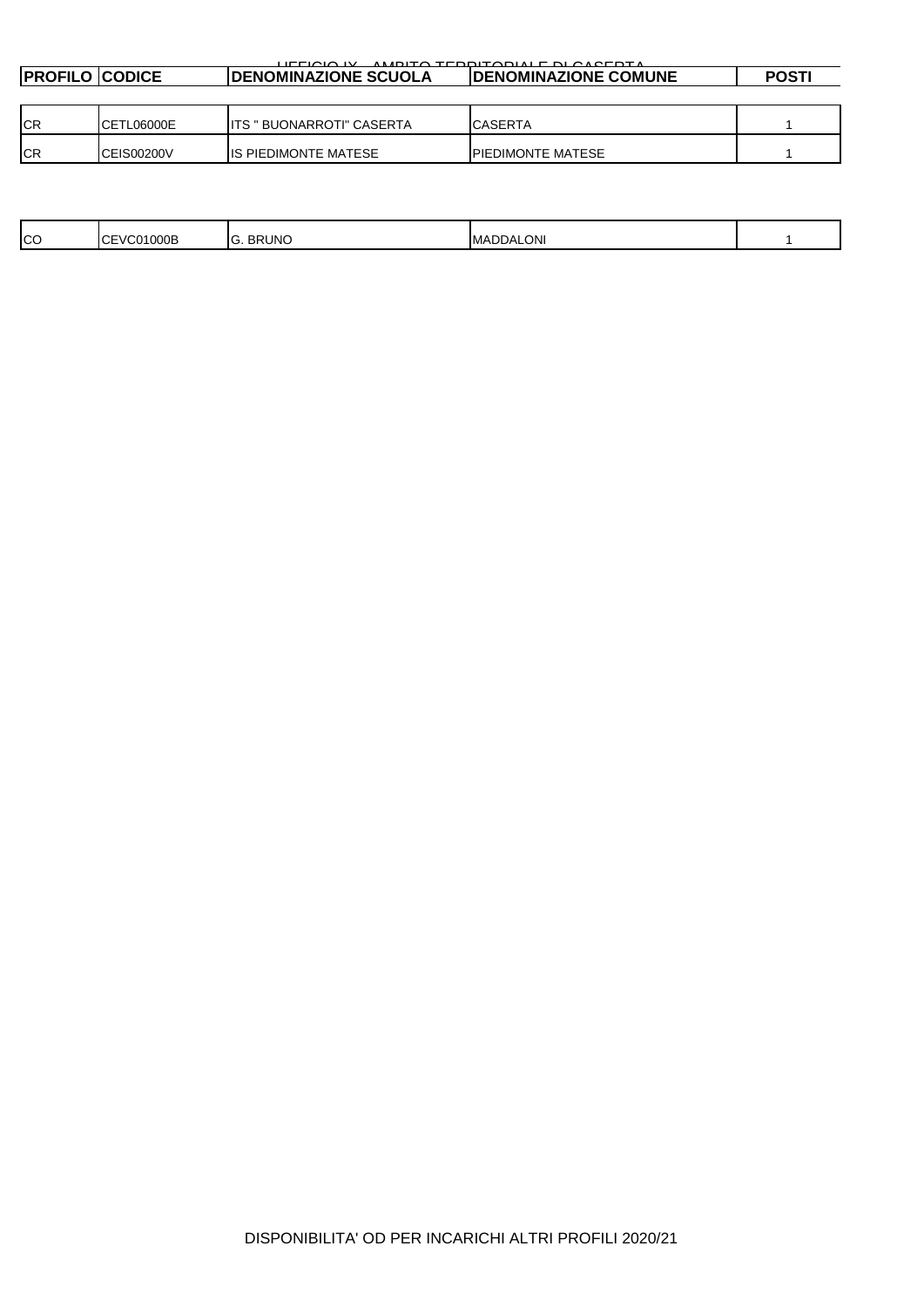UFFICIO IX - AMBITO TERRITORIALE DI CASERTA

| PROFILO | CODICE | DENOMINAZIONE SCUOLA | DENOMINAZIONE COMUNE | POSTI |
|---|---|---|---|---|
| CR | CETL06000E | ITS " BUONARROTI" CASERTA | CASERTA | 1 |
| CR | CEIS00200V | IS PIEDIMONTE MATESE | PIEDIMONTE MATESE | 1 |
| CO | CEVC01000B | G. BRUNO | MADDALONI | 1 |

DISPONIBILITA' OD PER INCARICHI ALTRI PROFILI 2020/21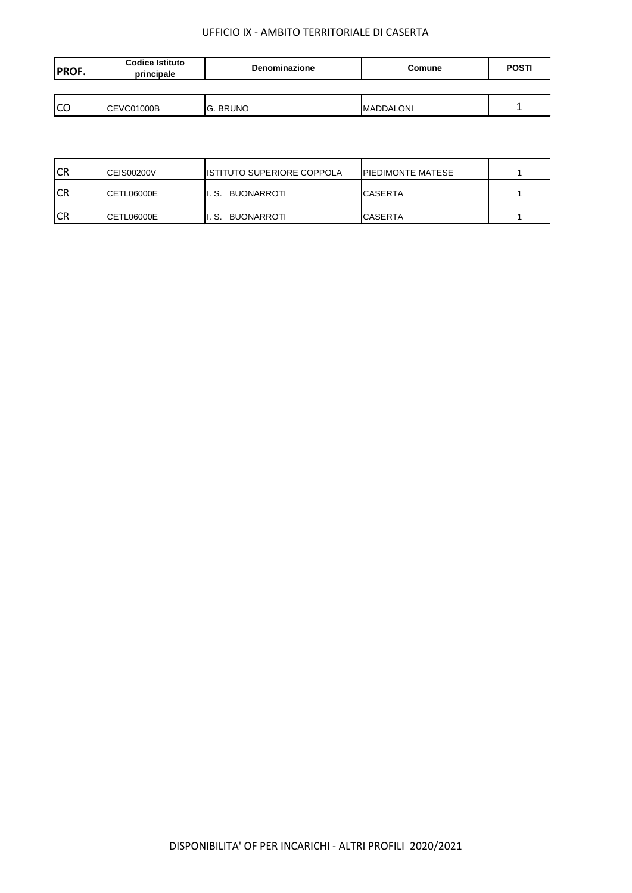UFFICIO IX - AMBITO TERRITORIALE DI CASERTA

| PROF. | Codice Istituto principale | Denominazione | Comune | POSTI |
|---|---|---|---|---|
| CO | CEVC01000B | G. BRUNO | MADDALONI | 1 |
| CR | CEIS00200V | ISTITUTO SUPERIORE COPPOLA | PIEDIMONTE MATESE | 1 |
| CR | CETL06000E | I. S. BUONARROTI | CASERTA | 1 |
| CR | CETL06000E | I. S. BUONARROTI | CASERTA | 1 |

DISPONIBILITA' OF PER INCARICHI - ALTRI PROFILI 2020/2021